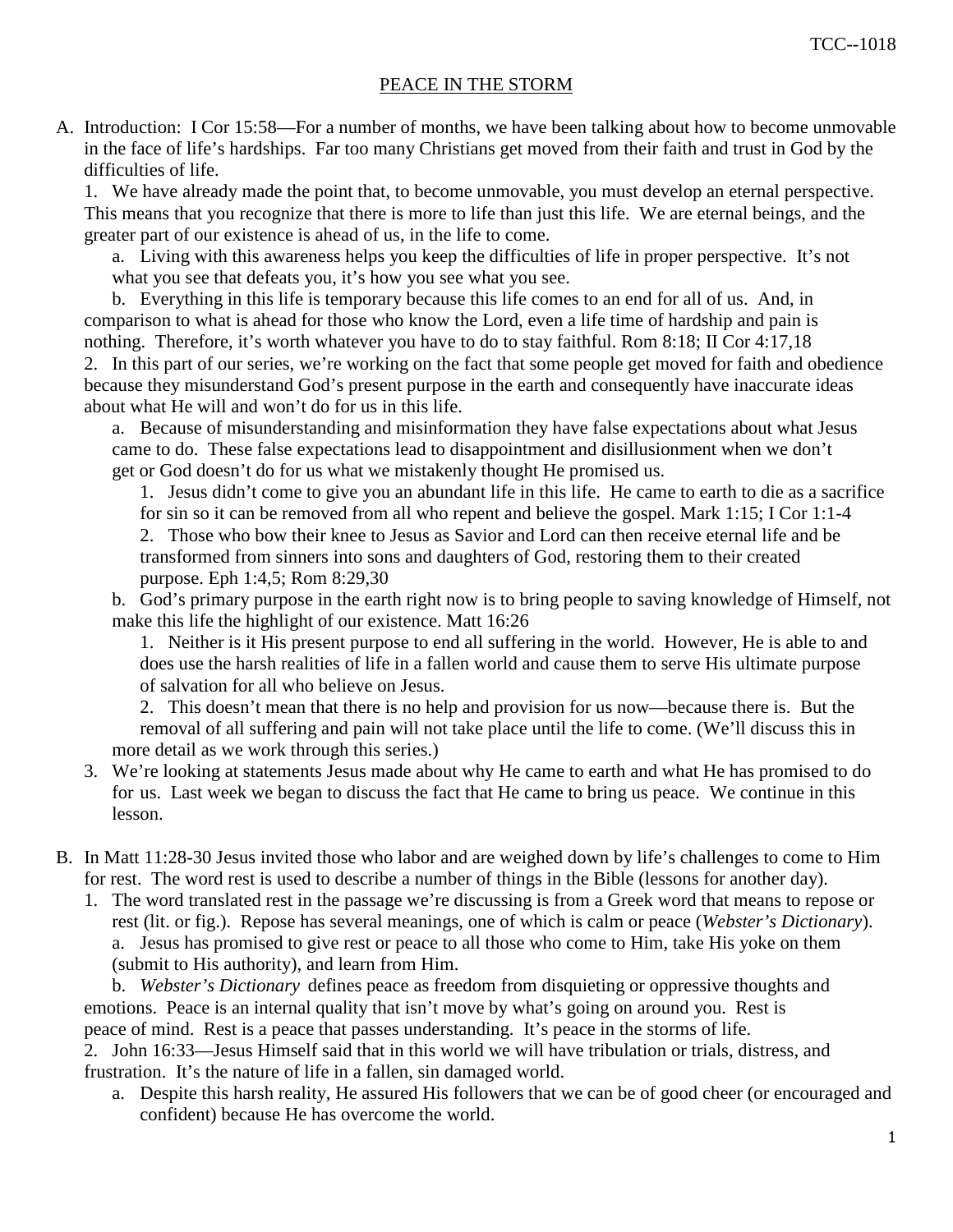## PEACE IN THE STORM

A. Introduction: I Cor 15:58—For a number of months, we have been talking about how to become unmovable in the face of life's hardships. Far too many Christians get moved from their faith and trust in God by the difficulties of life.

1. We have already made the point that, to become unmovable, you must develop an eternal perspective. This means that you recognize that there is more to life than just this life. We are eternal beings, and the greater part of our existence is ahead of us, in the life to come.

    a. Living with this awareness helps you keep the difficulties of life in proper perspective. It's not what you see that defeats you, it's how you see what you see.

    b. Everything in this life is temporary because this life comes to an end for all of us. And, in comparison to what is ahead for those who know the Lord, even a life time of hardship and pain is nothing. Therefore, it's worth whatever you have to do to stay faithful. Rom 8:18; II Cor 4:17,18

2. In this part of our series, we're working on the fact that some people get moved for faith and obedience because they misunderstand God's present purpose in the earth and consequently have inaccurate ideas about what He will and won't do for us in this life.

    a. Because of misunderstanding and misinformation they have false expectations about what Jesus came to do. These false expectations lead to disappointment and disillusionment when we don't get or God doesn't do for us what we mistakenly thought He promised us.

        1. Jesus didn't come to give you an abundant life in this life. He came to earth to die as a sacrifice for sin so it can be removed from all who repent and believe the gospel. Mark 1:15; I Cor 1:1-4

        2. Those who bow their knee to Jesus as Savior and Lord can then receive eternal life and be transformed from sinners into sons and daughters of God, restoring them to their created purpose. Eph 1:4,5; Rom 8:29,30

    b. God's primary purpose in the earth right now is to bring people to saving knowledge of Himself, not make this life the highlight of our existence. Matt 16:26

        1. Neither is it His present purpose to end all suffering in the world. However, He is able to and does use the harsh realities of life in a fallen world and cause them to serve His ultimate purpose of salvation for all who believe on Jesus.

        2. This doesn't mean that there is no help and provision for us now—because there is. But the removal of all suffering and pain will not take place until the life to come. (We'll discuss this in more detail as we work through this series.)

3. We're looking at statements Jesus made about why He came to earth and what He has promised to do for us. Last week we began to discuss the fact that He came to bring us peace. We continue in this lesson.

B. In Matt 11:28-30 Jesus invited those who labor and are weighed down by life's challenges to come to Him for rest. The word rest is used to describe a number of things in the Bible (lessons for another day).

1. The word translated rest in the passage we're discussing is from a Greek word that means to repose or rest (lit. or fig.). Repose has several meanings, one of which is calm or peace (*Webster's Dictionary*).

    a. Jesus has promised to give rest or peace to all those who come to Him, take His yoke on them (submit to His authority), and learn from Him.

    b. *Webster's Dictionary* defines peace as freedom from disquieting or oppressive thoughts and emotions. Peace is an internal quality that isn't move by what's going on around you. Rest is peace of mind. Rest is a peace that passes understanding. It's peace in the storms of life.

2. John 16:33—Jesus Himself said that in this world we will have tribulation or trials, distress, and frustration. It's the nature of life in a fallen, sin damaged world.

    a. Despite this harsh reality, He assured His followers that we can be of good cheer (or encouraged and confident) because He has overcome the world.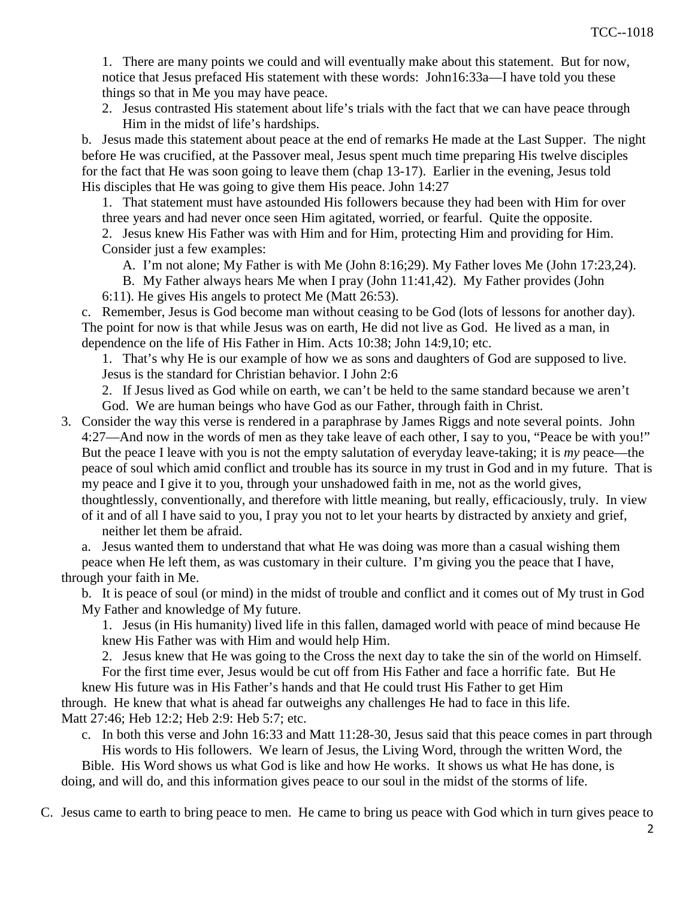1. There are many points we could and will eventually make about this statement. But for now, notice that Jesus prefaced His statement with these words: John16:33a—I have told you these things so that in Me you may have peace.

2. Jesus contrasted His statement about life's trials with the fact that we can have peace through Him in the midst of life's hardships.

b. Jesus made this statement about peace at the end of remarks He made at the Last Supper. The night before He was crucified, at the Passover meal, Jesus spent much time preparing His twelve disciples for the fact that He was soon going to leave them (chap 13-17). Earlier in the evening, Jesus told His disciples that He was going to give them His peace. John 14:27

1. That statement must have astounded His followers because they had been with Him for over three years and had never once seen Him agitated, worried, or fearful. Quite the opposite.

2. Jesus knew His Father was with Him and for Him, protecting Him and providing for Him. Consider just a few examples:

A. I'm not alone; My Father is with Me (John 8:16;29). My Father loves Me (John 17:23,24).

B. My Father always hears Me when I pray (John 11:41,42). My Father provides (John 6:11). He gives His angels to protect Me (Matt 26:53).

c. Remember, Jesus is God become man without ceasing to be God (lots of lessons for another day). The point for now is that while Jesus was on earth, He did not live as God. He lived as a man, in dependence on the life of His Father in Him. Acts 10:38; John 14:9,10; etc.

1. That's why He is our example of how we as sons and daughters of God are supposed to live. Jesus is the standard for Christian behavior. I John 2:6

2. If Jesus lived as God while on earth, we can't be held to the same standard because we aren't God. We are human beings who have God as our Father, through faith in Christ.

3. Consider the way this verse is rendered in a paraphrase by James Riggs and note several points. John 4:27—And now in the words of men as they take leave of each other, I say to you, "Peace be with you!" But the peace I leave with you is not the empty salutation of everyday leave-taking; it is *my* peace—the peace of soul which amid conflict and trouble has its source in my trust in God and in my future. That is my peace and I give it to you, through your unshadowed faith in me, not as the world gives, thoughtlessly, conventionally, and therefore with little meaning, but really, efficaciously, truly. In view of it and of all I have said to you, I pray you not to let your hearts by distracted by anxiety and grief, neither let them be afraid.

a. Jesus wanted them to understand that what He was doing was more than a casual wishing them peace when He left them, as was customary in their culture. I'm giving you the peace that I have, through your faith in Me.

b. It is peace of soul (or mind) in the midst of trouble and conflict and it comes out of My trust in God My Father and knowledge of My future.

1. Jesus (in His humanity) lived life in this fallen, damaged world with peace of mind because He knew His Father was with Him and would help Him.

2. Jesus knew that He was going to the Cross the next day to take the sin of the world on Himself. For the first time ever, Jesus would be cut off from His Father and face a horrific fate. But He knew His future was in His Father's hands and that He could trust His Father to get Him through. He knew that what is ahead far outweighs any challenges He had to face in this life. Matt 27:46; Heb 12:2; Heb 2:9: Heb 5:7; etc.

c. In both this verse and John 16:33 and Matt 11:28-30, Jesus said that this peace comes in part through His words to His followers. We learn of Jesus, the Living Word, through the written Word, the Bible. His Word shows us what God is like and how He works. It shows us what He has done, is doing, and will do, and this information gives peace to our soul in the midst of the storms of life.

C. Jesus came to earth to bring peace to men. He came to bring us peace with God which in turn gives peace to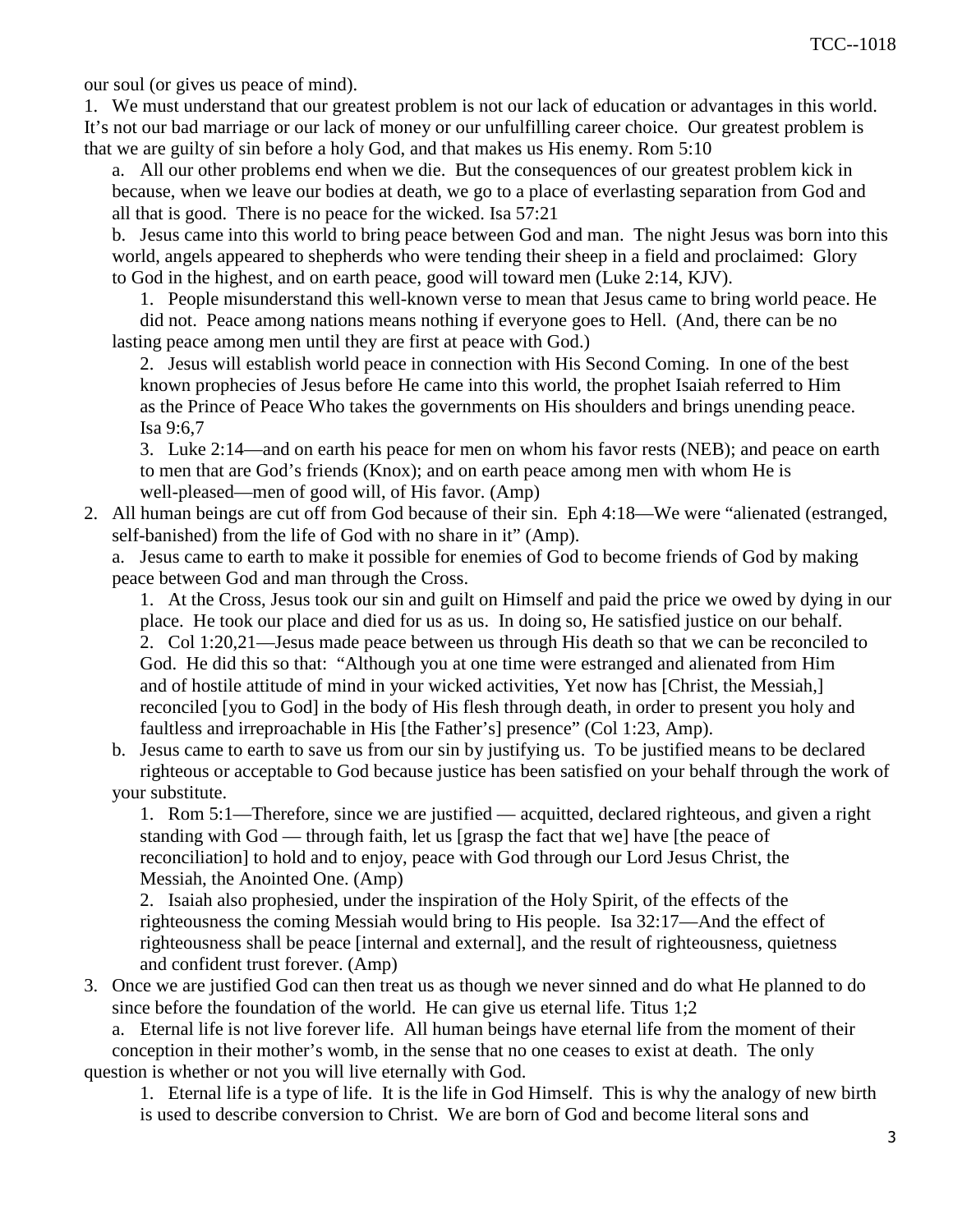our soul (or gives us peace of mind).

1. We must understand that our greatest problem is not our lack of education or advantages in this world. It's not our bad marriage or our lack of money or our unfulfilling career choice. Our greatest problem is that we are guilty of sin before a holy God, and that makes us His enemy. Rom 5:10

   a. All our other problems end when we die. But the consequences of our greatest problem kick in because, when we leave our bodies at death, we go to a place of everlasting separation from God and all that is good. There is no peace for the wicked. Isa 57:21

   b. Jesus came into this world to bring peace between God and man. The night Jesus was born into this world, angels appeared to shepherds who were tending their sheep in a field and proclaimed: Glory to God in the highest, and on earth peace, good will toward men (Luke 2:14, KJV).

      1. People misunderstand this well-known verse to mean that Jesus came to bring world peace. He did not. Peace among nations means nothing if everyone goes to Hell. (And, there can be no lasting peace among men until they are first at peace with God.)

      2. Jesus will establish world peace in connection with His Second Coming. In one of the best known prophecies of Jesus before He came into this world, the prophet Isaiah referred to Him as the Prince of Peace Who takes the governments on His shoulders and brings unending peace. Isa 9:6,7

      3. Luke 2:14—and on earth his peace for men on whom his favor rests (NEB); and peace on earth to men that are God's friends (Knox); and on earth peace among men with whom He is well-pleased—men of good will, of His favor. (Amp)

2. All human beings are cut off from God because of their sin. Eph 4:18—We were "alienated (estranged, self-banished) from the life of God with no share in it" (Amp).

   a. Jesus came to earth to make it possible for enemies of God to become friends of God by making peace between God and man through the Cross.

      1. At the Cross, Jesus took our sin and guilt on Himself and paid the price we owed by dying in our place. He took our place and died for us as us. In doing so, He satisfied justice on our behalf.

      2. Col 1:20,21—Jesus made peace between us through His death so that we can be reconciled to God. He did this so that: "Although you at one time were estranged and alienated from Him and of hostile attitude of mind in your wicked activities, Yet now has [Christ, the Messiah,] reconciled [you to God] in the body of His flesh through death, in order to present you holy and faultless and irreproachable in His [the Father's] presence" (Col 1:23, Amp).

   b. Jesus came to earth to save us from our sin by justifying us. To be justified means to be declared righteous or acceptable to God because justice has been satisfied on your behalf through the work of your substitute.

      1. Rom 5:1—Therefore, since we are justified — acquitted, declared righteous, and given a right standing with God — through faith, let us [grasp the fact that we] have [the peace of reconciliation] to hold and to enjoy, peace with God through our Lord Jesus Christ, the Messiah, the Anointed One. (Amp)

      2. Isaiah also prophesied, under the inspiration of the Holy Spirit, of the effects of the righteousness the coming Messiah would bring to His people. Isa 32:17—And the effect of righteousness shall be peace [internal and external], and the result of righteousness, quietness and confident trust forever. (Amp)

3. Once we are justified God can then treat us as though we never sinned and do what He planned to do since before the foundation of the world. He can give us eternal life. Titus 1;2

   a. Eternal life is not live forever life. All human beings have eternal life from the moment of their conception in their mother's womb, in the sense that no one ceases to exist at death. The only question is whether or not you will live eternally with God.

      1. Eternal life is a type of life. It is the life in God Himself. This is why the analogy of new birth is used to describe conversion to Christ. We are born of God and become literal sons and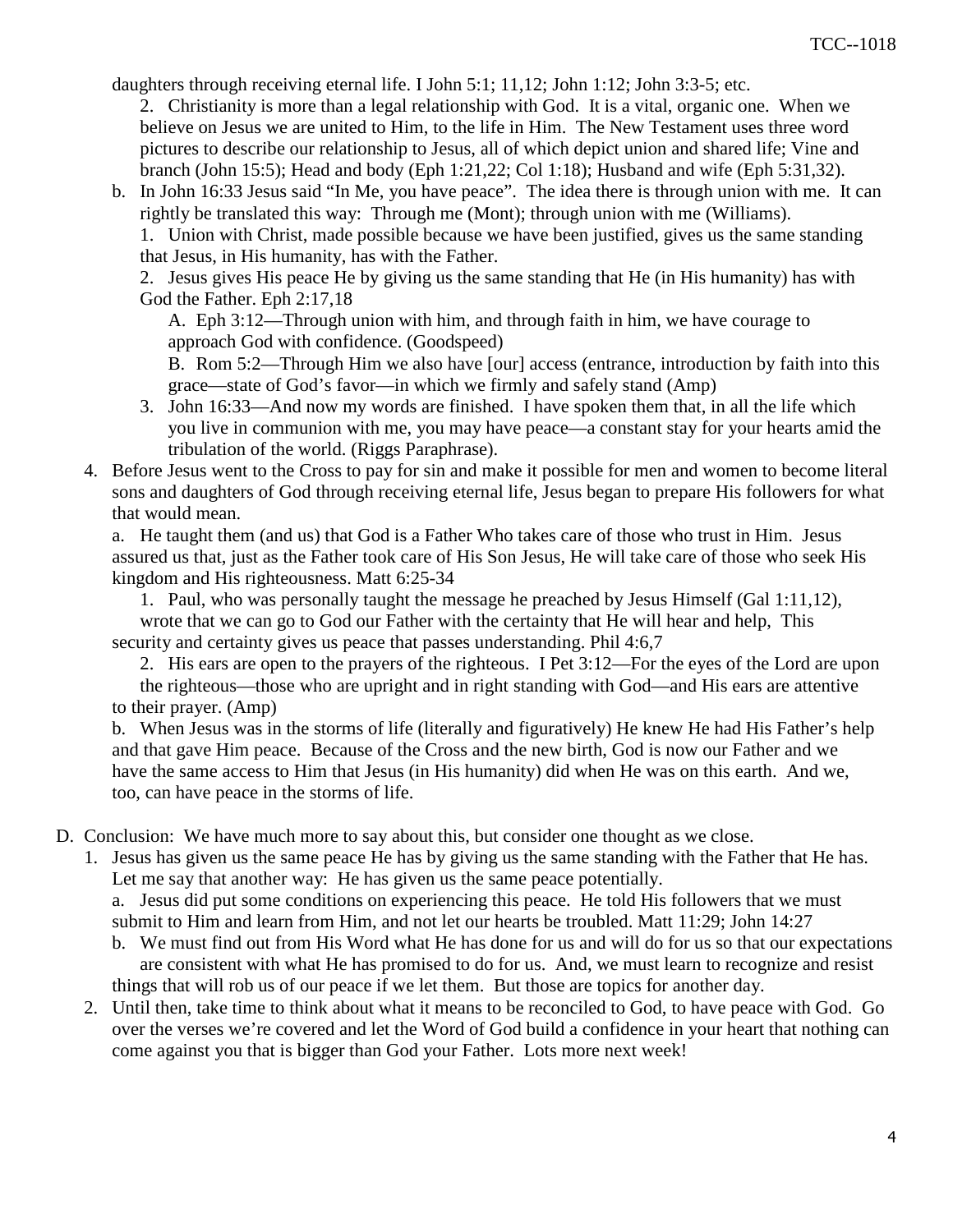daughters through receiving eternal life. I John 5:1; 11,12; John 1:12; John 3:3-5; etc.

2. Christianity is more than a legal relationship with God. It is a vital, organic one. When we believe on Jesus we are united to Him, to the life in Him. The New Testament uses three word pictures to describe our relationship to Jesus, all of which depict union and shared life; Vine and branch (John 15:5); Head and body (Eph 1:21,22; Col 1:18); Husband and wife (Eph 5:31,32).

b. In John 16:33 Jesus said "In Me, you have peace". The idea there is through union with me. It can rightly be translated this way: Through me (Mont); through union with me (Williams).

1. Union with Christ, made possible because we have been justified, gives us the same standing that Jesus, in His humanity, has with the Father.

2. Jesus gives His peace He by giving us the same standing that He (in His humanity) has with God the Father. Eph 2:17,18

A. Eph 3:12—Through union with him, and through faith in him, we have courage to approach God with confidence. (Goodspeed)

B. Rom 5:2—Through Him we also have [our] access (entrance, introduction by faith into this grace—state of God's favor—in which we firmly and safely stand (Amp)

3. John 16:33—And now my words are finished. I have spoken them that, in all the life which you live in communion with me, you may have peace—a constant stay for your hearts amid the tribulation of the world. (Riggs Paraphrase).

4. Before Jesus went to the Cross to pay for sin and make it possible for men and women to become literal sons and daughters of God through receiving eternal life, Jesus began to prepare His followers for what that would mean.

a. He taught them (and us) that God is a Father Who takes care of those who trust in Him. Jesus assured us that, just as the Father took care of His Son Jesus, He will take care of those who seek His kingdom and His righteousness. Matt 6:25-34

1. Paul, who was personally taught the message he preached by Jesus Himself (Gal 1:11,12), wrote that we can go to God our Father with the certainty that He will hear and help, This security and certainty gives us peace that passes understanding. Phil 4:6,7

2. His ears are open to the prayers of the righteous. I Pet 3:12—For the eyes of the Lord are upon the righteous—those who are upright and in right standing with God—and His ears are attentive to their prayer. (Amp)

b. When Jesus was in the storms of life (literally and figuratively) He knew He had His Father's help and that gave Him peace. Because of the Cross and the new birth, God is now our Father and we have the same access to Him that Jesus (in His humanity) did when He was on this earth. And we, too, can have peace in the storms of life.

D. Conclusion: We have much more to say about this, but consider one thought as we close.

1. Jesus has given us the same peace He has by giving us the same standing with the Father that He has. Let me say that another way: He has given us the same peace potentially.

a. Jesus did put some conditions on experiencing this peace. He told His followers that we must submit to Him and learn from Him, and not let our hearts be troubled. Matt 11:29; John 14:27

b. We must find out from His Word what He has done for us and will do for us so that our expectations are consistent with what He has promised to do for us. And, we must learn to recognize and resist things that will rob us of our peace if we let them. But those are topics for another day.

2. Until then, take time to think about what it means to be reconciled to God, to have peace with God. Go over the verses we're covered and let the Word of God build a confidence in your heart that nothing can come against you that is bigger than God your Father. Lots more next week!